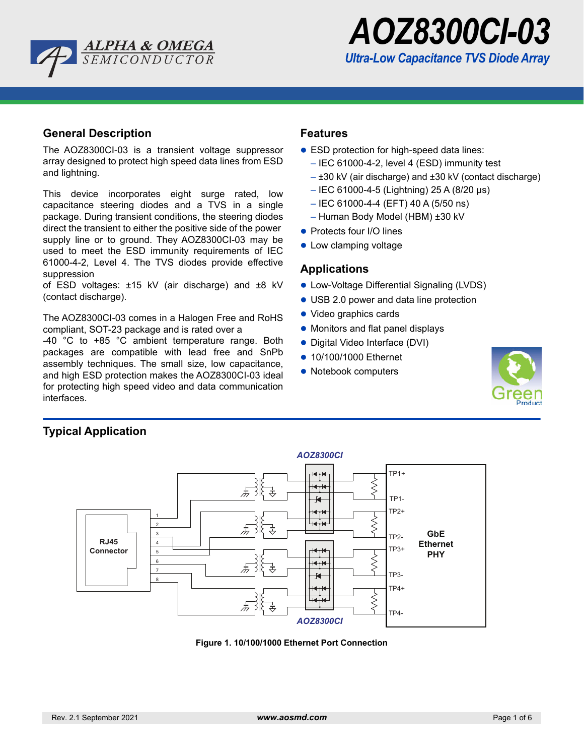# AOZ8300CI-03

*Ultra-Low Capacitance TVS Diode Array*

## General Description

The AOZ8300CI-03 is a transient voltage suppressor array designed to protect high speed data lines from ESD and lightning.

This device incorporates eight surge rated, low capacitance steering diodes and a TVS in a single package. During transient conditions, the steering diodes direct the transient to either the positive side of the power supply line or to ground. They AOZ8300CI-03 may be used to meet the ESD immunity requirements of IEC 61000-4-2, Level 4. The TVS diodes provide effective suppression
of ESD voltages: ±15 kV (air discharge) and ±8 kV (contact discharge).

The AOZ8300CI-03 comes in a Halogen Free and RoHS compliant, SOT-23 package and is rated over a -40 °C to +85 °C ambient temperature range. Both packages are compatible with lead free and SnPb assembly techniques. The small size, low capacitance, and high ESD protection makes the AOZ8300CI-03 ideal for protecting high speed video and data communication interfaces.

## Features

- ESD protection for high-speed data lines:
  - IEC 61000-4-2, level 4 (ESD) immunity test
  - ±30 kV (air discharge) and ±30 kV (contact discharge)
  - IEC 61000-4-5 (Lightning) 25 A (8/20 µs)
  - IEC 61000-4-4 (EFT) 40 A (5/50 ns)
  - Human Body Model (HBM) ±30 kV
- Protects four I/O lines
- Low clamping voltage

## Applications

- Low-Voltage Differential Signaling (LVDS)
- USB 2.0 power and data line protection
- Video graphics cards
- Monitors and flat panel displays
- Digital Video Interface (DVI)
- 10/100/1000 Ethernet
- Notebook computers

## Typical Application

Figure 1. 10/100/1000 Ethernet Port Connection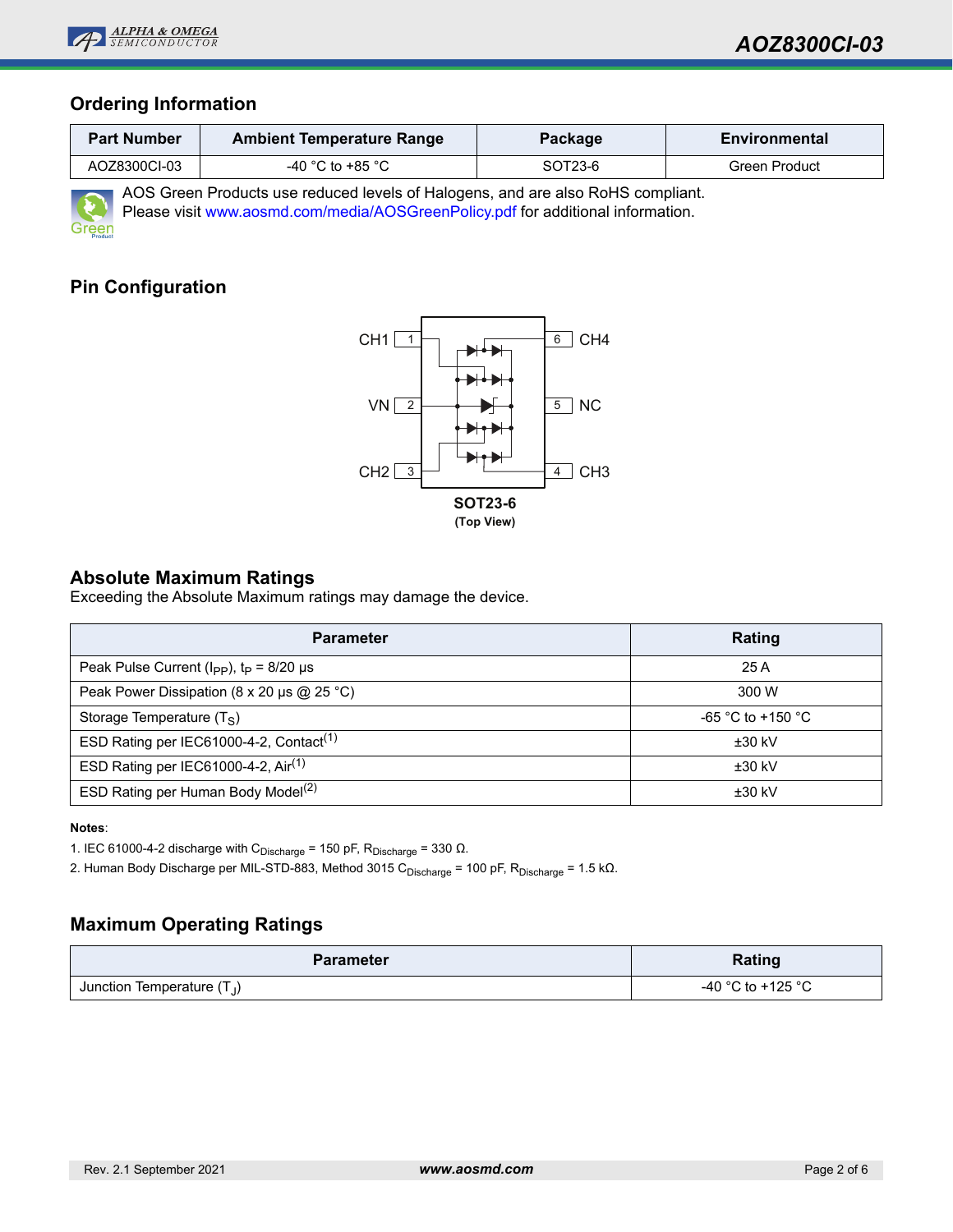## Ordering Information

| Part Number | Ambient Temperature Range | Package | Environmental |
|---|---|---|---|
| AOZ8300CI-03 | -40 °C to +85 °C | SOT23-6 | Green Product |

AOS Green Products use reduced levels of Halogens, and are also RoHS compliant.
Please visit www.aosmd.com/media/AOSGreenPolicy.pdf for additional information.

## Pin Configuration

CH1 1 | 6 CH4

VN 2 | 5 NC

CH2 3 | 4 CH3

**SOT23-6**
**(Top View)**

## Absolute Maximum Ratings

Exceeding the Absolute Maximum ratings may damage the device.

| Parameter | Rating |
|---|---|
| Peak Pulse Current ($I_{PP}$), $t_P$ = 8/20 µs | 25 A |
| Peak Power Dissipation (8 x 20 µs @ 25 °C) | 300 W |
| Storage Temperature ($T_S$) | -65 °C to +150 °C |
| ESD Rating per IEC61000-4-2, Contact[1] | ±30 kV |
| ESD Rating per IEC61000-4-2, Air[1] | ±30 kV |
| ESD Rating per Human Body Model[2] | ±30 kV |

**Notes**:

1. IEC 61000-4-2 discharge with $C_{Discharge}$ = 150 pF, $R_{Discharge}$ = 330 Ω.
2. Human Body Discharge per MIL-STD-883, Method 3015 $C_{Discharge}$ = 100 pF, $R_{Discharge}$ = 1.5 kΩ.

## Maximum Operating Ratings

| Parameter | Rating |
|---|---|
| Junction Temperature ($T_J$) | -40 °C to +125 °C |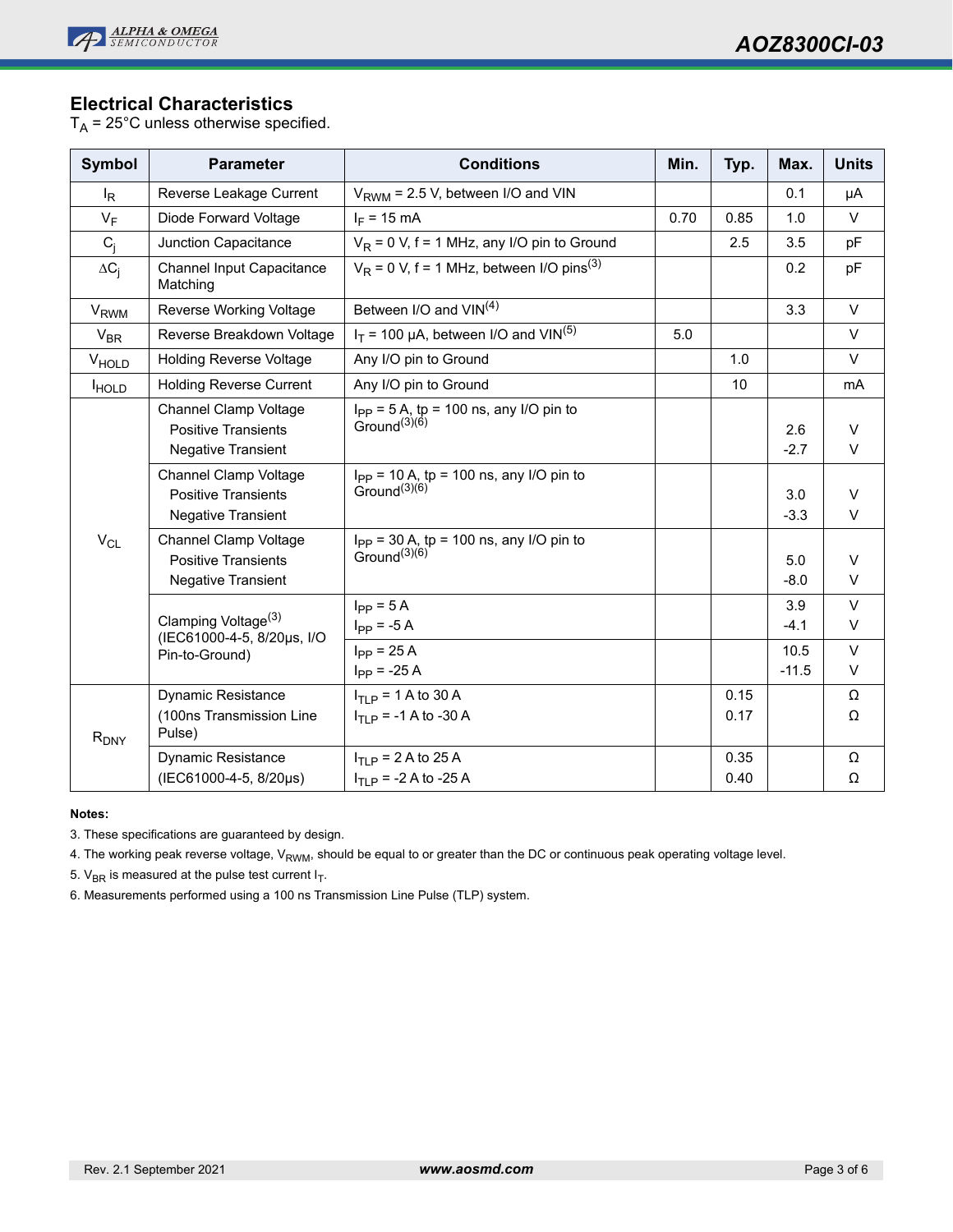## Electrical Characteristics

$T_A$ = 25°C unless otherwise specified.

| Symbol | Parameter | Conditions | Min. | Typ. | Max. | Units |
|---|---|---|---|---|---|---|
| $I_R$ | Reverse Leakage Current | $V_{RWM}$ = 2.5 V, between I/O and VIN | | | 0.1 | µA |
| $V_F$ | Diode Forward Voltage | $I_F$ = 15 mA | 0.70 | 0.85 | 1.0 | V |
| $C_j$ | Junction Capacitance | $V_R$ = 0 V, f = 1 MHz, any I/O pin to Ground | | 2.5 | 3.5 | pF |
| $\Delta C_j$ | Channel Input Capacitance Matching | $V_R$ = 0 V, f = 1 MHz, between I/O pins[3] | | | 0.2 | pF |
| $V_{RWM}$ | Reverse Working Voltage | Between I/O and VIN[4] | | | 3.3 | V |
| $V_{BR}$ | Reverse Breakdown Voltage | $I_T$ = 100 µA, between I/O and VIN[5] | 5.0 | | | V |
| $V_{HOLD}$ | Holding Reverse Voltage | Any I/O pin to Ground | | 1.0 | | V |
| $I_{HOLD}$ | Holding Reverse Current | Any I/O pin to Ground | | 10 | | mA |
| $V_{CL}$ | Channel Clamp Voltage<br>Positive Transients<br>Negative Transient | $I_{PP}$ = 5 A, tp = 100 ns, any I/O pin to Ground[3][6] | | | 2.6<br>-2.7 | V<br>V |
| | Channel Clamp Voltage<br>Positive Transients<br>Negative Transient | $I_{PP}$ = 10 A, tp = 100 ns, any I/O pin to Ground[3][6] | | | 3.0<br>-3.3 | V<br>V |
| | Channel Clamp Voltage<br>Positive Transients<br>Negative Transient | $I_{PP}$ = 30 A, tp = 100 ns, any I/O pin to Ground[3][6] | | | 5.0<br>-8.0 | V<br>V |
| | Clamping Voltage[3] (IEC61000-4-5, 8/20µs, I/O Pin-to-Ground) | $I_{PP}$ = 5 A<br>$I_{PP}$ = -5 A | | | 3.9<br>-4.1 | V<br>V |
| | | $I_{PP}$ = 25 A<br>$I_{PP}$ = -25 A | | | 10.5<br>-11.5 | V<br>V |
| $R_{DNY}$ | Dynamic Resistance (100ns Transmission Line Pulse) | $I_{TLP}$ = 1 A to 30 A<br>$I_{TLP}$ = -1 A to -30 A | | 0.15<br>0.17 | | Ω<br>Ω |
| | Dynamic Resistance (IEC61000-4-5, 8/20µs) | $I_{TLP}$ = 2 A to 25 A<br>$I_{TLP}$ = -2 A to -25 A | | 0.35<br>0.40 | | Ω<br>Ω |

**Notes:**

3. These specifications are guaranteed by design.
4. The working peak reverse voltage, $V_{RWM}$, should be equal to or greater than the DC or continuous peak operating voltage level.
5. $V_{BR}$ is measured at the pulse test current $I_T$.
6. Measurements performed using a 100 ns Transmission Line Pulse (TLP) system.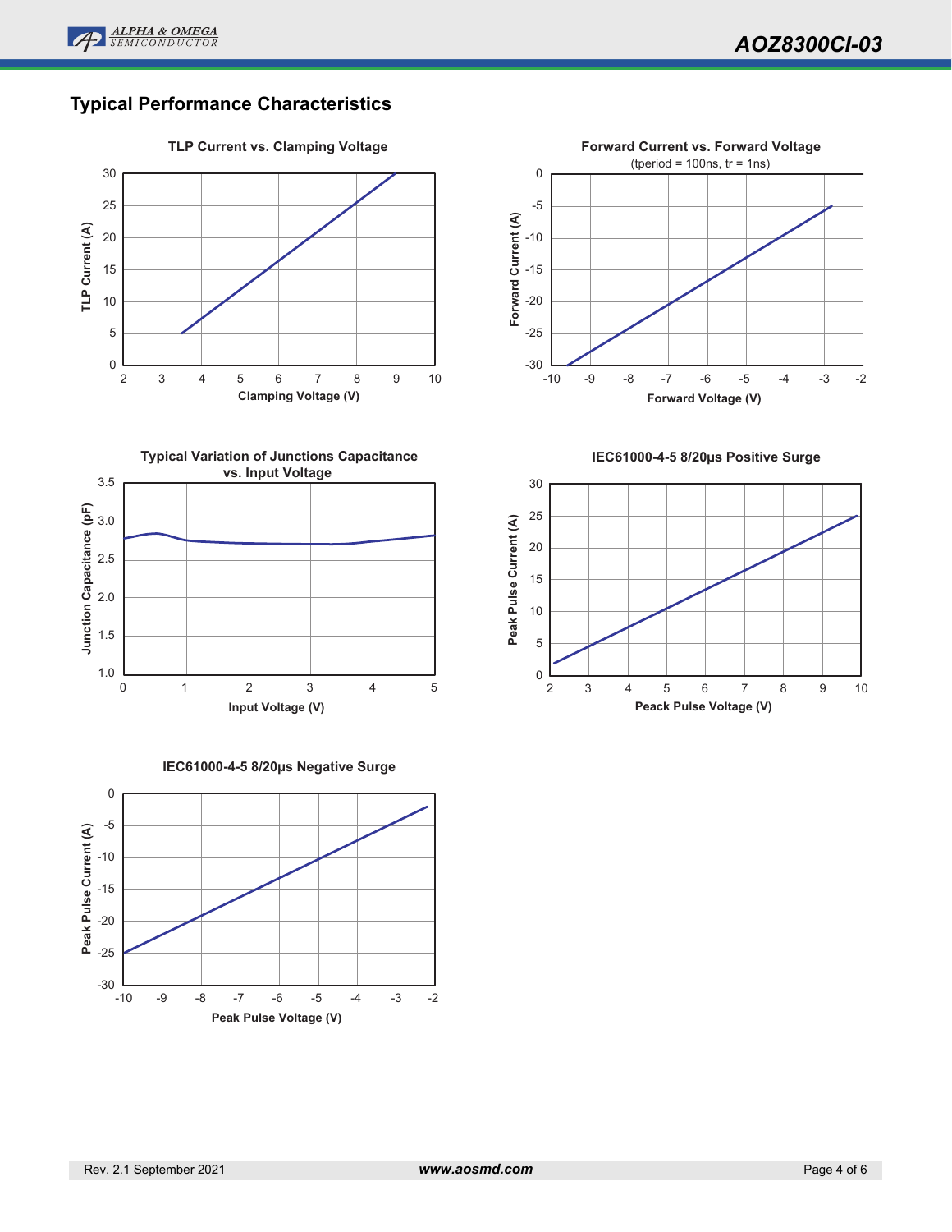## Typical Performance Characteristics

**TLP Current vs. Clamping Voltage**

TLP Current (A)

Clamping Voltage (V)

**Forward Current vs. Forward Voltage**

(tperiod = 100ns, tr = 1ns)

Forward Current (A)

Forward Voltage (V)

**Typical Variation of Junctions Capacitance vs. Input Voltage**

Junction Capacitance (pF)

Input Voltage (V)

**IEC61000-4-5 8/20μs Positive Surge**

Peak Pulse Current (A)

Peack Pulse Voltage (V)

**IEC61000-4-5 8/20μs Negative Surge**

Peak Pulse Current (A)

Peak Pulse Voltage (V)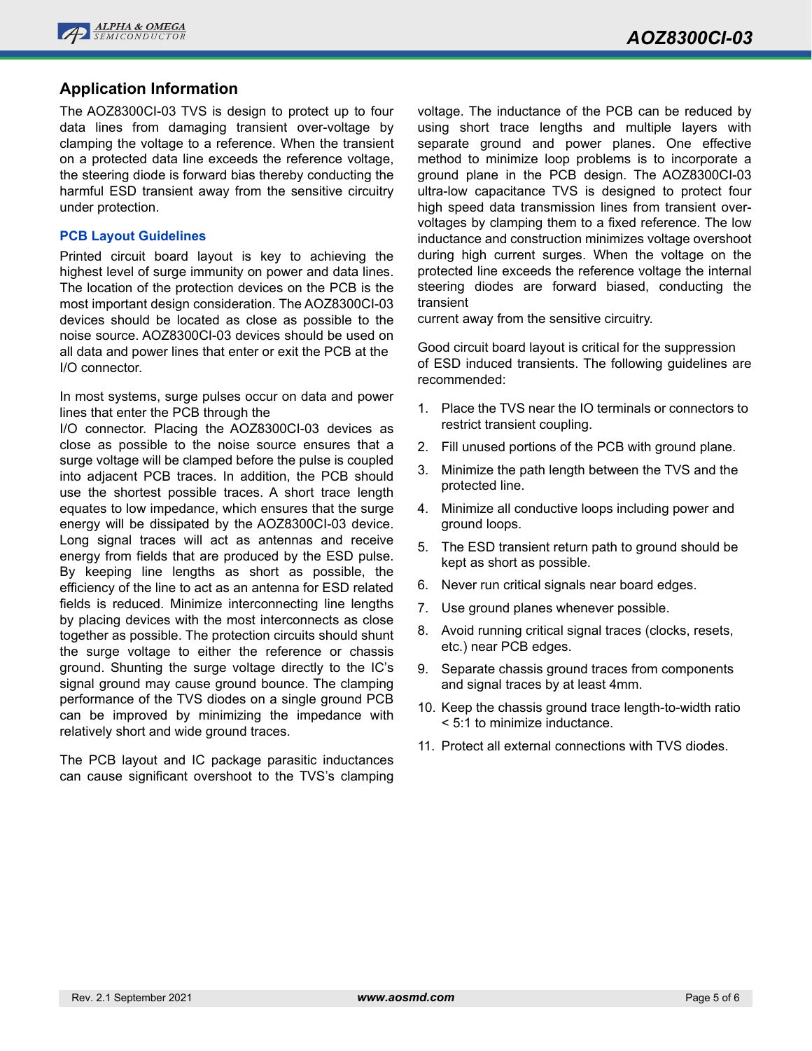## Application Information

The AOZ8300CI-03 TVS is design to protect up to four data lines from damaging transient over-voltage by clamping the voltage to a reference. When the transient on a protected data line exceeds the reference voltage, the steering diode is forward bias thereby conducting the harmful ESD transient away from the sensitive circuitry under protection.

### PCB Layout Guidelines

Printed circuit board layout is key to achieving the highest level of surge immunity on power and data lines. The location of the protection devices on the PCB is the most important design consideration. The AOZ8300CI-03 devices should be located as close as possible to the noise source. AOZ8300CI-03 devices should be used on all data and power lines that enter or exit the PCB at the I/O connector.

In most systems, surge pulses occur on data and power lines that enter the PCB through the I/O connector. Placing the AOZ8300CI-03 devices as close as possible to the noise source ensures that a surge voltage will be clamped before the pulse is coupled into adjacent PCB traces. In addition, the PCB should use the shortest possible traces. A short trace length equates to low impedance, which ensures that the surge energy will be dissipated by the AOZ8300CI-03 device. Long signal traces will act as antennas and receive energy from fields that are produced by the ESD pulse. By keeping line lengths as short as possible, the efficiency of the line to act as an antenna for ESD related fields is reduced. Minimize interconnecting line lengths by placing devices with the most interconnects as close together as possible. The protection circuits should shunt the surge voltage to either the reference or chassis ground. Shunting the surge voltage directly to the IC's signal ground may cause ground bounce. The clamping performance of the TVS diodes on a single ground PCB can be improved by minimizing the impedance with relatively short and wide ground traces.

The PCB layout and IC package parasitic inductances can cause significant overshoot to the TVS's clamping voltage. The inductance of the PCB can be reduced by using short trace lengths and multiple layers with separate ground and power planes. One effective method to minimize loop problems is to incorporate a ground plane in the PCB design. The AOZ8300CI-03 ultra-low capacitance TVS is designed to protect four high speed data transmission lines from transient over-voltages by clamping them to a fixed reference. The low inductance and construction minimizes voltage overshoot during high current surges. When the voltage on the protected line exceeds the reference voltage the internal steering diodes are forward biased, conducting the transient current away from the sensitive circuitry.

Good circuit board layout is critical for the suppression of ESD induced transients. The following guidelines are recommended:

1. Place the TVS near the IO terminals or connectors to restrict transient coupling.
2. Fill unused portions of the PCB with ground plane.
3. Minimize the path length between the TVS and the protected line.
4. Minimize all conductive loops including power and ground loops.
5. The ESD transient return path to ground should be kept as short as possible.
6. Never run critical signals near board edges.
7. Use ground planes whenever possible.
8. Avoid running critical signal traces (clocks, resets, etc.) near PCB edges.
9. Separate chassis ground traces from components and signal traces by at least 4mm.
10. Keep the chassis ground trace length-to-width ratio < 5:1 to minimize inductance.
11. Protect all external connections with TVS diodes.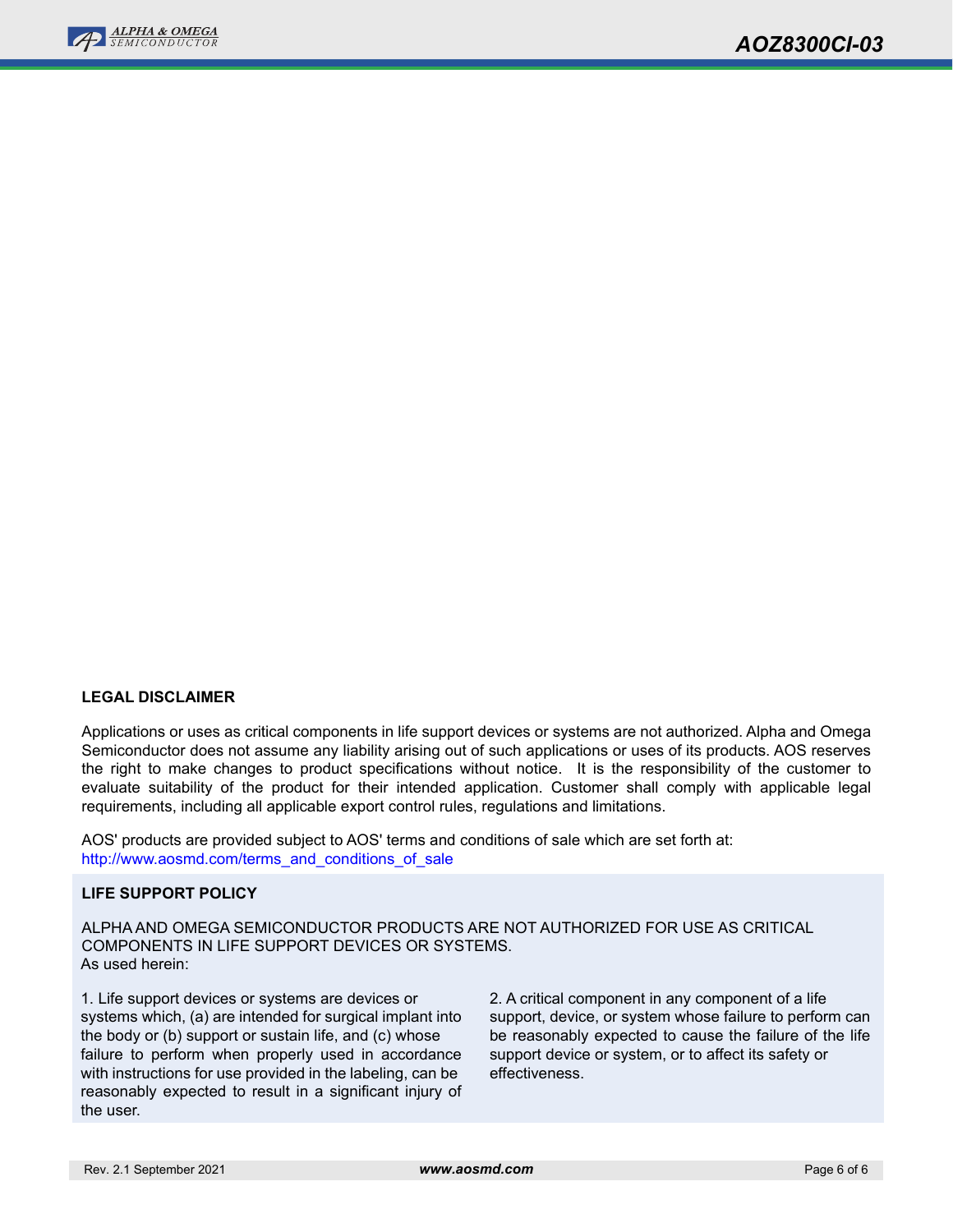## LEGAL DISCLAIMER

Applications or uses as critical components in life support devices or systems are not authorized. Alpha and Omega Semiconductor does not assume any liability arising out of such applications or uses of its products. AOS reserves the right to make changes to product specifications without notice. It is the responsibility of the customer to evaluate suitability of the product for their intended application. Customer shall comply with applicable legal requirements, including all applicable export control rules, regulations and limitations.

AOS' products are provided subject to AOS' terms and conditions of sale which are set forth at:
http://www.aosmd.com/terms_and_conditions_of_sale

## LIFE SUPPORT POLICY

ALPHA AND OMEGA SEMICONDUCTOR PRODUCTS ARE NOT AUTHORIZED FOR USE AS CRITICAL COMPONENTS IN LIFE SUPPORT DEVICES OR SYSTEMS.
As used herein:

1. Life support devices or systems are devices or systems which, (a) are intended for surgical implant into the body or (b) support or sustain life, and (c) whose failure to perform when properly used in accordance with instructions for use provided in the labeling, can be reasonably expected to result in a significant injury of the user.

2. A critical component in any component of a life support, device, or system whose failure to perform can be reasonably expected to cause the failure of the life support device or system, or to affect its safety or effectiveness.